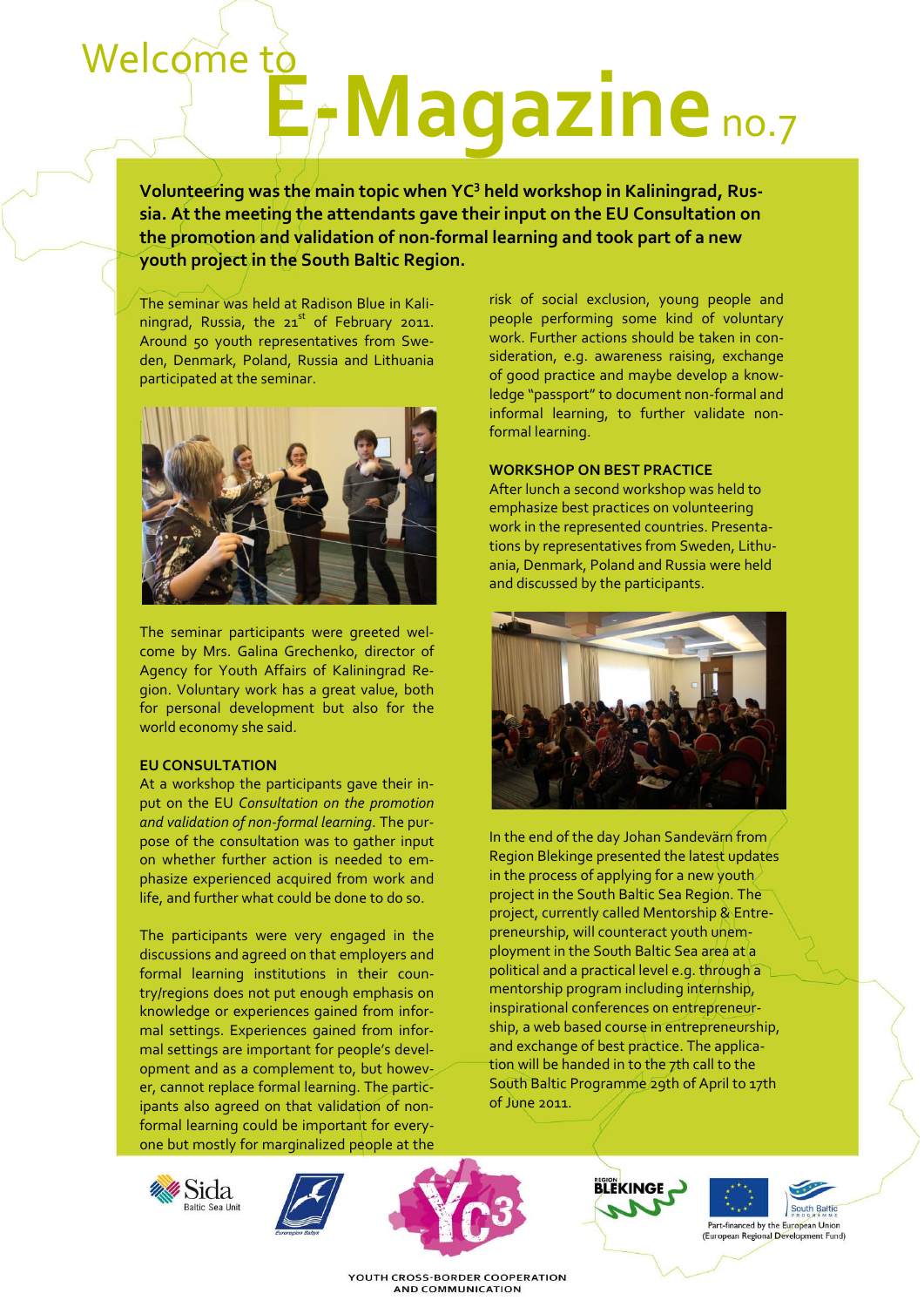# Welcome to E-Magazine no.7

**Volunteering was the main topic when YC³ held workshop in Kaliningrad, Russia. At the meeting the attendants gave their input on the EU Consultation on the promotion and validation of non-formal learning and took part of a new youth project in the South Baltic Region.**

The seminar was held at Radison Blue in Kaliningrad, Russia, the 21st of February 2011. Around 50 youth representatives from Sweden, Denmark, Poland, Russia and Lithuania participated at the seminar.

The seminar participants were greeted welcome by Mrs. Galina Grechenko, director of Agency for Youth Affairs of Kaliningrad Region. Voluntary work has a great value, both for personal development but also for the world economy she said.

## EU CONSULTATION

At a workshop the participants gave their input on the EU *Consultation on the promotion and validation of non-formal learning*. The purpose of the consultation was to gather input on whether further action is needed to emphasize experienced acquired from work and life, and further what could be done to do so.

The participants were very engaged in the discussions and agreed on that employers and formal learning institutions in their country/regions does not put enough emphasis on knowledge or experiences gained from informal settings. Experiences gained from informal settings are important for people's development and as a complement to, but however, cannot replace formal learning. The participants also agreed on that validation of non-formal learning could be important for everyone but mostly for marginalized people at the risk of social exclusion, young people and people performing some kind of voluntary work. Further actions should be taken in consideration, e.g. awareness raising, exchange of good practice and maybe develop a knowledge "passport" to document non-formal and informal learning, to further validate non-formal learning.

## WORKSHOP ON BEST PRACTICE

After lunch a second workshop was held to emphasize best practices on volunteering work in the represented countries. Presentations by representatives from Sweden, Lithuania, Denmark, Poland and Russia were held and discussed by the participants.

In the end of the day Johan Sandevärn from Region Blekinge presented the latest updates in the process of applying for a new youth project in the South Baltic Sea Region. The project, currently called Mentorship & Entrepreneurship, will counteract youth unemployment in the South Baltic Sea area at a political and a practical level e.g. through a mentorship program including internship, inspirational conferences on entrepreneurship, a web based course in entrepreneurship, and exchange of best practice. The application will be handed in to the 7th call to the South Baltic Programme 29th of April to 17th of June 2011.

Sida Baltic Sea Unit

Euroregion Baltyk

YC³

YOUTH CROSS-BORDER COOPERATION AND COMMUNICATION

Region Blekinge

South Baltic Programme

Part-financed by the European Union (European Regional Development Fund)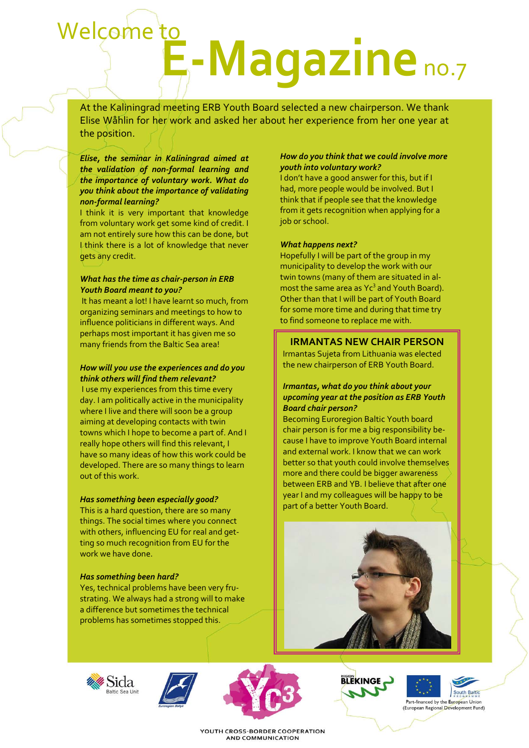# Welcome to E-Magazine no.7

At the Kaliningrad meeting ERB Youth Board selected a new chairperson. We thank Elise Wåhlin for her work and asked her about her experience from her one year at the position.

***Elise, the seminar in Kaliningrad aimed at the validation of non-formal learning and the importance of voluntary work. What do you think about the importance of validating non-formal learning?***

I think it is very important that knowledge from voluntary work get some kind of credit. I am not entirely sure how this can be done, but I think there is a lot of knowledge that never gets any credit.

***What has the time as chair-person in ERB Youth Board meant to you?***

It has meant a lot! I have learnt so much, from organizing seminars and meetings to how to influence politicians in different ways. And perhaps most important it has given me so many friends from the Baltic Sea area!

***How will you use the experiences and do you think others will find them relevant?***

I use my experiences from this time every day. I am politically active in the municipality where I live and there will soon be a group aiming at developing contacts with twin towns which I hope to become a part of. And I really hope others will find this relevant, I have so many ideas of how this work could be developed. There are so many things to learn out of this work.

***Has something been especially good?***

This is a hard question, there are so many things. The social times where you connect with others, influencing EU for real and getting so much recognition from EU for the work we have done.

***Has something been hard?***

Yes, technical problems have been very frustrating. We always had a strong will to make a difference but sometimes the technical problems has sometimes stopped this.

***How do you think that we could involve more youth into voluntary work?***

I don't have a good answer for this, but if I had, more people would be involved. But I think that if people see that the knowledge from it gets recognition when applying for a job or school.

***What happens next?***

Hopefully I will be part of the group in my municipality to develop the work with our twin towns (many of them are situated in almost the same area as Yc³ and Youth Board). Other than that I will be part of Youth Board for some more time and during that time try to find someone to replace me with.

## IRMANTAS NEW CHAIR PERSON

Irmantas Sujeta from Lithuania was elected the new chairperson of ERB Youth Board.

***Irmantas, what do you think about your upcoming year at the position as ERB Youth Board chair person?***

Becoming Euroregion Baltic Youth board chair person is for me a big responsibility because I have to improve Youth Board internal and external work. I know that we can work better so that youth could involve themselves more and there could be bigger awareness between ERB and YB. I believe that after one year I and my colleagues will be happy to be part of a better Youth Board.

Sida Baltic Sea Unit

Euroregion Baltyk

Yc3 — YOUTH CROSS-BORDER COOPERATION AND COMMUNICATION

REGION BLEKINGE

South Baltic Programme

Part-financed by the European Union (European Regional Development Fund)